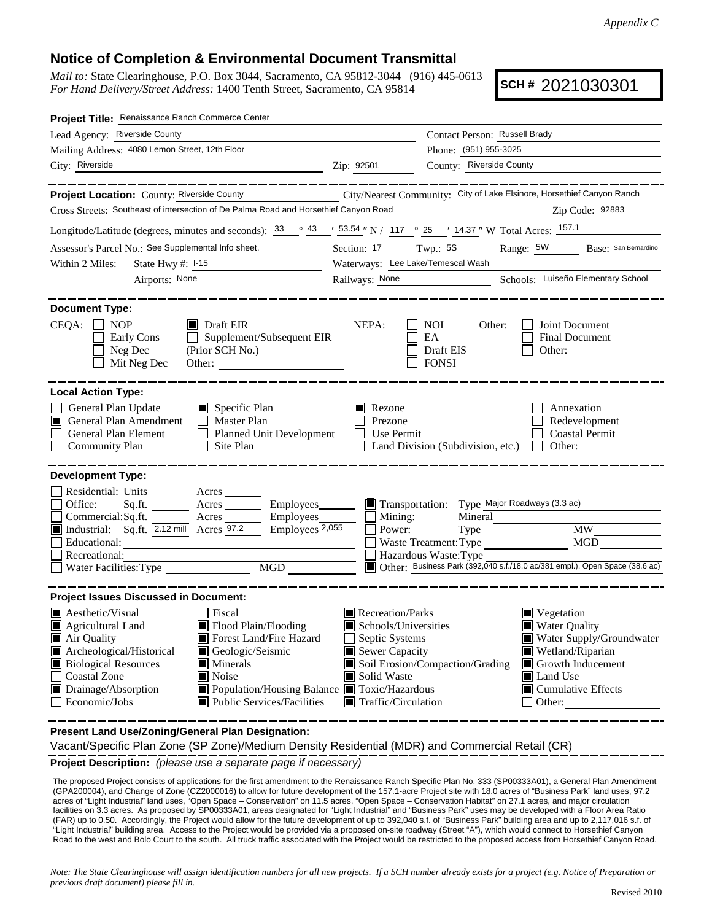*Appendix C*

## Notice of Completion & Environmental Document Transmittal

*Mail to:* State Clearinghouse, P.O. Box 3044, Sacramento, CA 95812-3044 (916) 445-0613
*For Hand Delivery/Street Address:* 1400 Tenth Street, Sacramento, CA 95814

**SCH #** 2021030301

**Project Title:** Renaissance Ranch Commerce Center

Lead Agency: Riverside County
Contact Person: Russell Brady
Mailing Address: 4080 Lemon Street, 12th Floor
Phone: (951) 955-3025
City: Riverside
Zip: 92501
County: Riverside County

**Project Location:** County: Riverside County
City/Nearest Community: City of Lake Elsinore, Horsethief Canyon Ranch
Cross Streets: Southeast of intersection of De Palma Road and Horsethief Canyon Road
Zip Code: 92883

Longitude/Latitude (degrees, minutes and seconds): 33 ° 43 ′ 53.54 ″ N / 117 ° 25 ′ 14.37 ″ W Total Acres: 157.1

Assessor's Parcel No.: See Supplemental Info sheet.
Section: 17 Twp.: 5S Range: 5W Base: San Bernardino

Within 2 Miles: State Hwy #: I-15
Waterways: Lee Lake/Temescal Wash
Airports: None
Railways: None
Schools: Luiseño Elementary School

**Document Type:**

CEQA: ☐ NOP ☒ Draft EIR ☐ Early Cons ☐ Supplement/Subsequent EIR (Prior SCH No.) ☐ Neg Dec ☐ Mit Neg Dec Other:

NEPA: ☐ NOI ☐ EA ☐ Draft EIS ☐ FONSI

Other: ☐ Joint Document ☐ Final Document ☐ Other:

**Local Action Type:**

- ☐ General Plan Update
- ☒ General Plan Amendment
- ☐ General Plan Element
- ☐ Community Plan
- ☒ Specific Plan
- ☐ Master Plan
- ☐ Planned Unit Development
- ☐ Site Plan
- ☒ Rezone
- ☐ Prezone
- ☐ Use Permit
- ☐ Land Division (Subdivision, etc.)
- ☐ Annexation
- ☐ Redevelopment
- ☐ Coastal Permit
- ☐ Other:

**Development Type:**

- ☐ Residential: Units Acres
- ☐ Office: Sq.ft. Acres Employees
- ☐ Commercial: Sq.ft. Acres Employees
- ☒ Industrial: Sq.ft. 2.12 mill Acres 97.2 Employees 2,055
- ☐ Educational:
- ☐ Recreational:
- ☐ Water Facilities: Type MGD
- ☒ Transportation: Type Major Roadways (3.3 ac)
- ☐ Mining: Mineral
- ☐ Power: Type MW
- ☐ Waste Treatment: Type MGD
- ☐ Hazardous Waste: Type
- ☒ Other: Business Park (392,040 s.f./18.0 ac/381 empl.), Open Space (38.6 ac)

**Project Issues Discussed in Document:**

- ☒ Aesthetic/Visual
- ☒ Agricultural Land
- ☒ Air Quality
- ☒ Archeological/Historical
- ☒ Biological Resources
- ☐ Coastal Zone
- ☒ Drainage/Absorption
- ☐ Economic/Jobs
- ☐ Fiscal
- ☒ Flood Plain/Flooding
- ☒ Forest Land/Fire Hazard
- ☒ Geologic/Seismic
- ☒ Minerals
- ☒ Noise
- ☒ Population/Housing Balance
- ☒ Public Services/Facilities
- ☒ Recreation/Parks
- ☒ Schools/Universities
- ☐ Septic Systems
- ☒ Sewer Capacity
- ☒ Soil Erosion/Compaction/Grading
- ☒ Solid Waste
- ☒ Toxic/Hazardous
- ☒ Traffic/Circulation
- ☒ Vegetation
- ☒ Water Quality
- ☒ Water Supply/Groundwater
- ☒ Wetland/Riparian
- ☒ Growth Inducement
- ☒ Land Use
- ☒ Cumulative Effects
- ☐ Other:

**Present Land Use/Zoning/General Plan Designation:**

Vacant/Specific Plan Zone (SP Zone)/Medium Density Residential (MDR) and Commercial Retail (CR)

**Project Description:** *(please use a separate page if necessary)*

The proposed Project consists of applications for the first amendment to the Renaissance Ranch Specific Plan No. 333 (SP00333A01), a General Plan Amendment (GPA200004), and Change of Zone (CZ2000016) to allow for future development of the 157.1-acre Project site with 18.0 acres of "Business Park" land uses, 97.2 acres of "Light Industrial" land uses, "Open Space – Conservation" on 11.5 acres, "Open Space – Conservation Habitat" on 27.1 acres, and major circulation facilities on 3.3 acres. As proposed by SP00333A01, areas designated for "Light Industrial" and "Business Park" uses may be developed with a Floor Area Ratio (FAR) up to 0.50. Accordingly, the Project would allow for the future development of up to 392,040 s.f. of "Business Park" building area and up to 2,117,016 s.f. of "Light Industrial" building area. Access to the Project would be provided via a proposed on-site roadway (Street "A"), which would connect to Horsethief Canyon Road to the west and Bolo Court to the south. All truck traffic associated with the Project would be restricted to the proposed access from Horsethief Canyon Road.

*Note: The State Clearinghouse will assign identification numbers for all new projects. If a SCH number already exists for a project (e.g. Notice of Preparation or previous draft document) please fill in.*

Revised 2010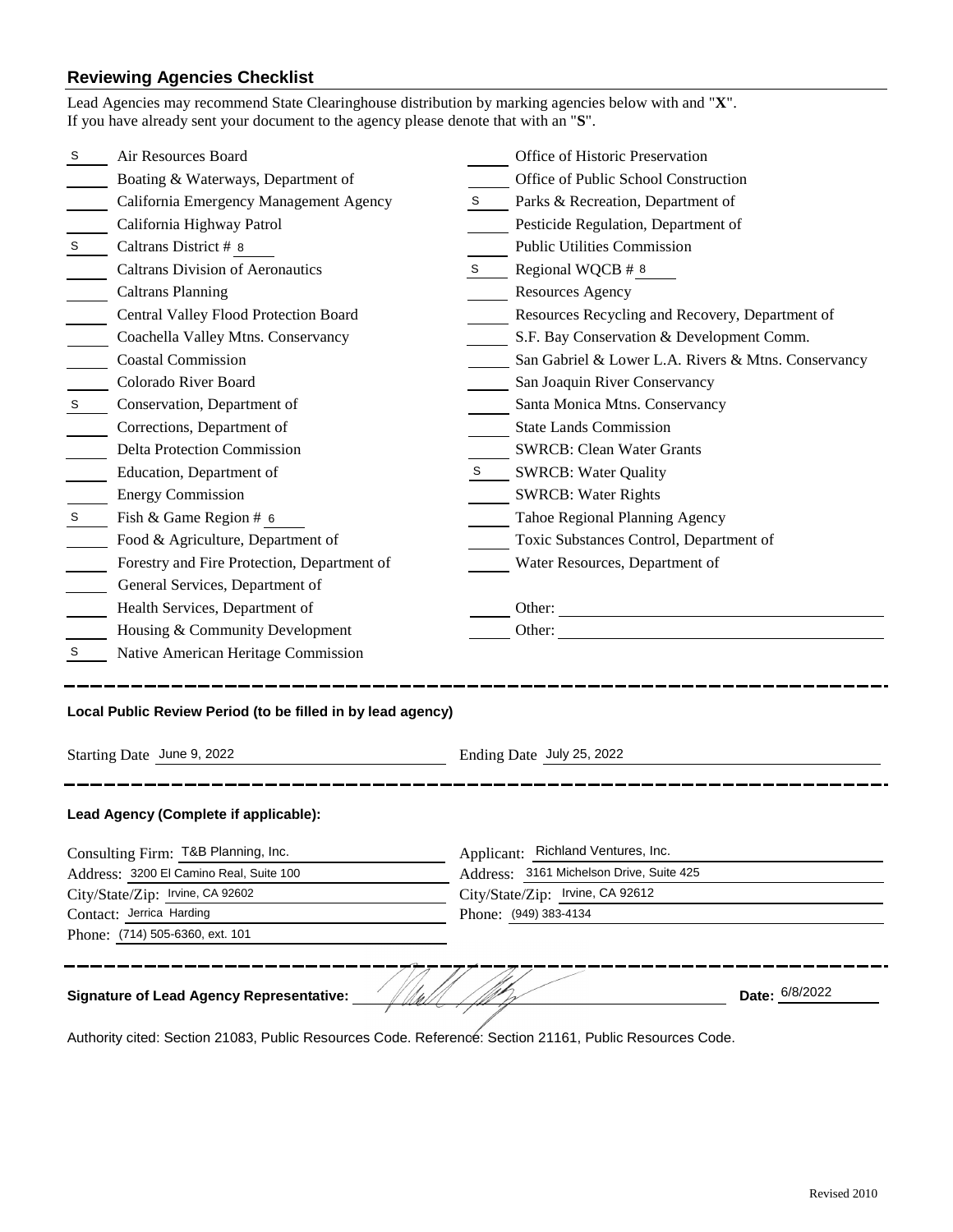## Reviewing Agencies Checklist

Lead Agencies may recommend State Clearinghouse distribution by marking agencies below with and "**X**".
If you have already sent your document to the agency please denote that with an "**S**".

| | | | |
|---|---|---|---|
| S | Air Resources Board | | Office of Historic Preservation |
| | Boating & Waterways, Department of | | Office of Public School Construction |
| | California Emergency Management Agency | S | Parks & Recreation, Department of |
| | California Highway Patrol | | Pesticide Regulation, Department of |
| S | Caltrans District # 8 | | Public Utilities Commission |
| | Caltrans Division of Aeronautics | S | Regional WQCB # 8 |
| | Caltrans Planning | | Resources Agency |
| | Central Valley Flood Protection Board | | Resources Recycling and Recovery, Department of |
| | Coachella Valley Mtns. Conservancy | | S.F. Bay Conservation & Development Comm. |
| | Coastal Commission | | San Gabriel & Lower L.A. Rivers & Mtns. Conservancy |
| | Colorado River Board | | San Joaquin River Conservancy |
| S | Conservation, Department of | | Santa Monica Mtns. Conservancy |
| | Corrections, Department of | | State Lands Commission |
| | Delta Protection Commission | | SWRCB: Clean Water Grants |
| | Education, Department of | S | SWRCB: Water Quality |
| | Energy Commission | | SWRCB: Water Rights |
| S | Fish & Game Region # 6 | | Tahoe Regional Planning Agency |
| | Food & Agriculture, Department of | | Toxic Substances Control, Department of |
| | Forestry and Fire Protection, Department of | | Water Resources, Department of |
| | General Services, Department of | | |
| | Health Services, Department of | | Other: |
| | Housing & Community Development | | Other: |
| S | Native American Heritage Commission | | |

---

**Local Public Review Period (to be filled in by lead agency)**

Starting Date June 9, 2022 Ending Date July 25, 2022

---

**Lead Agency (Complete if applicable):**

Consulting Firm: T&B Planning, Inc.
Address: 3200 El Camino Real, Suite 100
City/State/Zip: Irvine, CA 92602
Contact: Jerrica Harding
Phone: (714) 505-6360, ext. 101

Applicant: Richland Ventures, Inc.
Address: 3161 Michelson Drive, Suite 425
City/State/Zip: Irvine, CA 92612
Phone: (949) 383-4134

---

**Signature of Lead Agency Representative:** **Date:** 6/8/2022

Authority cited: Section 21083, Public Resources Code. Reference: Section 21161, Public Resources Code.

Revised 2010